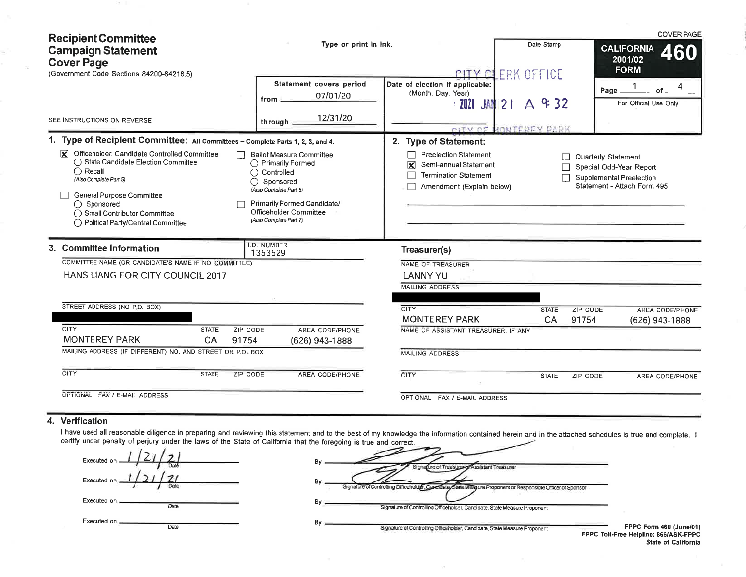COVER PAGE

# Recipient Committee Campaign Statement Cover Page

(Government Code Sections 84200-84216.5)

Type or print in ink.

SEE INSTRUCTIONS ON REVERSE

**CALIFORNIA 2001/02 FORM 460**

Page 1 of 4

For Official Use Only

Date Stamp: CITY CLERK OFFICE 2021 JAN 21 A 9:32 CITY OF MONTEREY PARK

| Statement covers period | |
|---|---|
| from | 07/01/20 |
| through | 12/31/20 |

Date of election if applicable: (Month, Day, Year) ________

## 1. Type of Recipient Committee: All Committees – Complete Parts 1, 2, 3, and 4.

- [X] Officeholder, Candidate Controlled Committee
  - ◯ State Candidate Election Committee
  - ◯ Recall (Also Complete Part 5)
- [ ] General Purpose Committee
  - ◯ Sponsored
  - ◯ Small Contributor Committee
  - ◯ Political Party/Central Committee
- [ ] Ballot Measure Committee
  - ◯ Primarily Formed
  - ◯ Controlled
  - ◯ Sponsored (Also Complete Part 6)
- [ ] Primarily Formed Candidate/Officeholder Committee (Also Complete Part 7)

## 2. Type of Statement:

- [ ] Preelection Statement
- [X] Semi-annual Statement
- [ ] Termination Statement
- [ ] Amendment (Explain below)
- [ ] Quarterly Statement
- [ ] Special Odd-Year Report
- [ ] Supplemental Preelection Statement - Attach Form 495

## 3. Committee Information

I.D. NUMBER: 1353529

COMMITTEE NAME (OR CANDIDATE'S NAME IF NO COMMITTEE): HANS LIANG FOR CITY COUNCIL 2017

STREET ADDRESS (NO P.O. BOX): [REDACTED]

| CITY | STATE | ZIP CODE | AREA CODE/PHONE |
|---|---|---|---|
| MONTEREY PARK | CA | 91754 | (626) 943-1888 |

MAILING ADDRESS (IF DIFFERENT) NO. AND STREET OR P.O. BOX: 

| CITY | STATE | ZIP CODE | AREA CODE/PHONE |
|---|---|---|---|
| | | | |

OPTIONAL: FAX / E-MAIL ADDRESS: 

### Treasurer(s)

NAME OF TREASURER: LANNY YU

MAILING ADDRESS: [REDACTED]

| CITY | STATE | ZIP CODE | AREA CODE/PHONE |
|---|---|---|---|
| MONTEREY PARK | CA | 91754 | (626) 943-1888 |

NAME OF ASSISTANT TREASURER, IF ANY: 

MAILING ADDRESS: 

| CITY | STATE | ZIP CODE | AREA CODE/PHONE |
|---|---|---|---|
| | | | |

OPTIONAL: FAX / E-MAIL ADDRESS: 

## 4. Verification

I have used all reasonable diligence in preparing and reviewing this statement and to the best of my knowledge the information contained herein and in the attached schedules is true and complete. I certify under penalty of perjury under the laws of the State of California that the foregoing is true and correct.

| Executed on (Date) | By |
|---|---|
| 1/21/21 | [Signature] Signature of Treasurer or Assistant Treasurer |
| 1/21/21 | [Signature] Signature of Controlling Officeholder, Candidate, State Measure Proponent or Responsible Officer of Sponsor |
| | Signature of Controlling Officeholder, Candidate, State Measure Proponent |
| | Signature of Controlling Officeholder, Candidate, State Measure Proponent |

FPPC Form 460 (June/01)
FPPC Toll-Free Helpline: 866/ASK-FPPC
State of California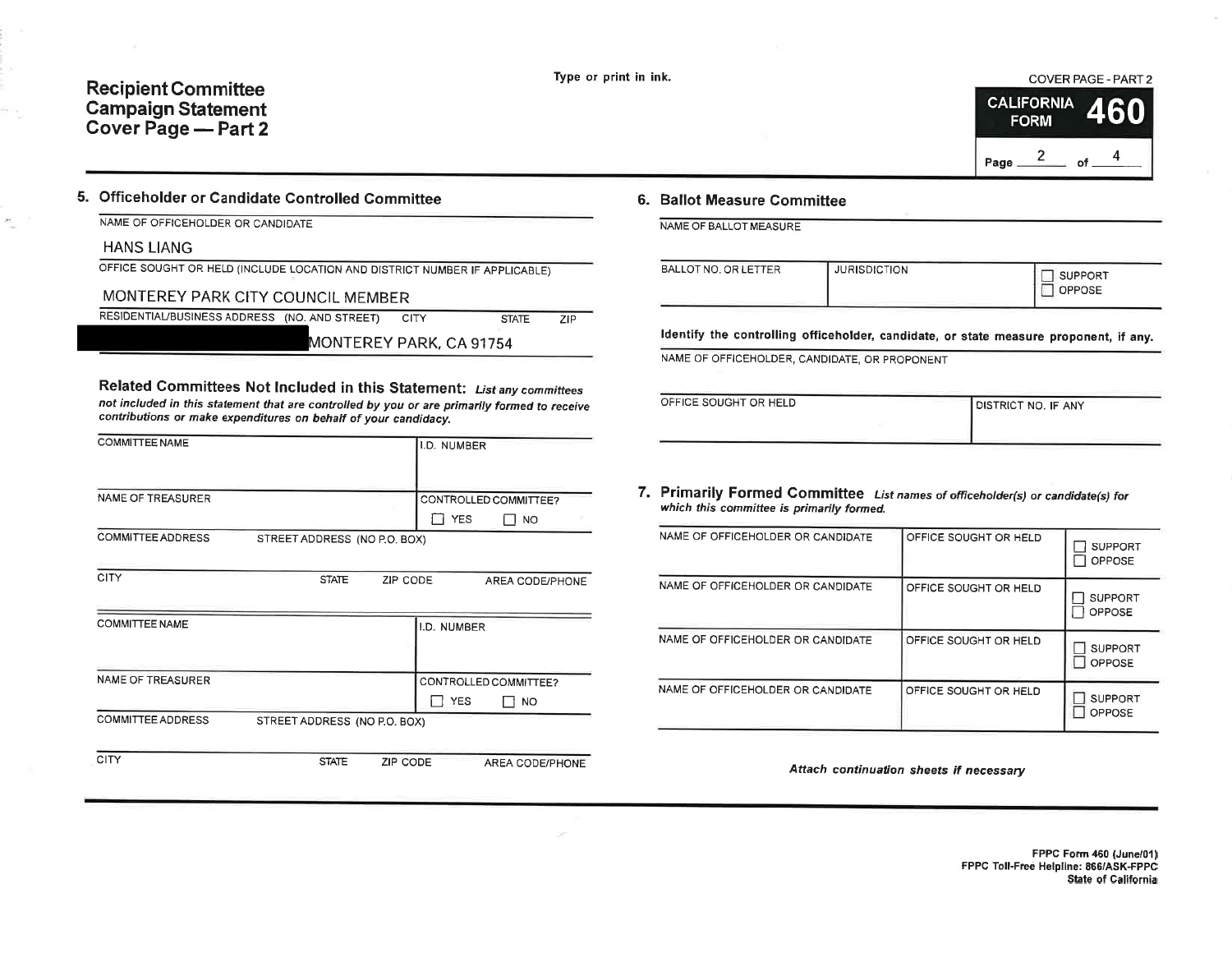# Recipient Committee Campaign Statement Cover Page — Part 2

Type or print in ink.

COVER PAGE - PART 2

**CALIFORNIA FORM 460**

Page 2 of 4

## 5. Officeholder or Candidate Controlled Committee

NAME OF OFFICEHOLDER OR CANDIDATE

HANS LIANG

OFFICE SOUGHT OR HELD (INCLUDE LOCATION AND DISTRICT NUMBER IF APPLICABLE)

MONTEREY PARK CITY COUNCIL MEMBER

RESIDENTIAL/BUSINESS ADDRESS (NO. AND STREET) CITY STATE ZIP

[REDACTED] MONTEREY PARK, CA 91754

### Related Committees Not Included in this Statement:

*List any committees not included in this statement that are controlled by you or are primarily formed to receive contributions or make expenditures on behalf of your candidacy.*

| COMMITTEE NAME | I.D. NUMBER |
|---|---|
| NAME OF TREASURER | CONTROLLED COMMITTEE? ☐ YES ☐ NO |
| COMMITTEE ADDRESS STREET ADDRESS (NO P.O. BOX) | |
| CITY STATE ZIP CODE | AREA CODE/PHONE |

| COMMITTEE NAME | I.D. NUMBER |
|---|---|
| NAME OF TREASURER | CONTROLLED COMMITTEE? ☐ YES ☐ NO |
| COMMITTEE ADDRESS STREET ADDRESS (NO P.O. BOX) | |
| CITY STATE ZIP CODE | AREA CODE/PHONE |

## 6. Ballot Measure Committee

NAME OF BALLOT MEASURE

| BALLOT NO. OR LETTER | JURISDICTION | ☐ SUPPORT ☐ OPPOSE |
|---|---|---|

**Identify the controlling officeholder, candidate, or state measure proponent, if any.**

NAME OF OFFICEHOLDER, CANDIDATE, OR PROPONENT

| OFFICE SOUGHT OR HELD | DISTRICT NO. IF ANY |
|---|---|

## 7. Primarily Formed Committee

*List names of officeholder(s) or candidate(s) for which this committee is primarily formed.*

| NAME OF OFFICEHOLDER OR CANDIDATE | OFFICE SOUGHT OR HELD | |
|---|---|---|
| | | ☐ SUPPORT ☐ OPPOSE |
| NAME OF OFFICEHOLDER OR CANDIDATE | OFFICE SOUGHT OR HELD | ☐ SUPPORT ☐ OPPOSE |
| NAME OF OFFICEHOLDER OR CANDIDATE | OFFICE SOUGHT OR HELD | ☐ SUPPORT ☐ OPPOSE |
| NAME OF OFFICEHOLDER OR CANDIDATE | OFFICE SOUGHT OR HELD | ☐ SUPPORT ☐ OPPOSE |

*Attach continuation sheets if necessary*

FPPC Form 460 (June/01)
FPPC Toll-Free Helpline: 866/ASK-FPPC
State of California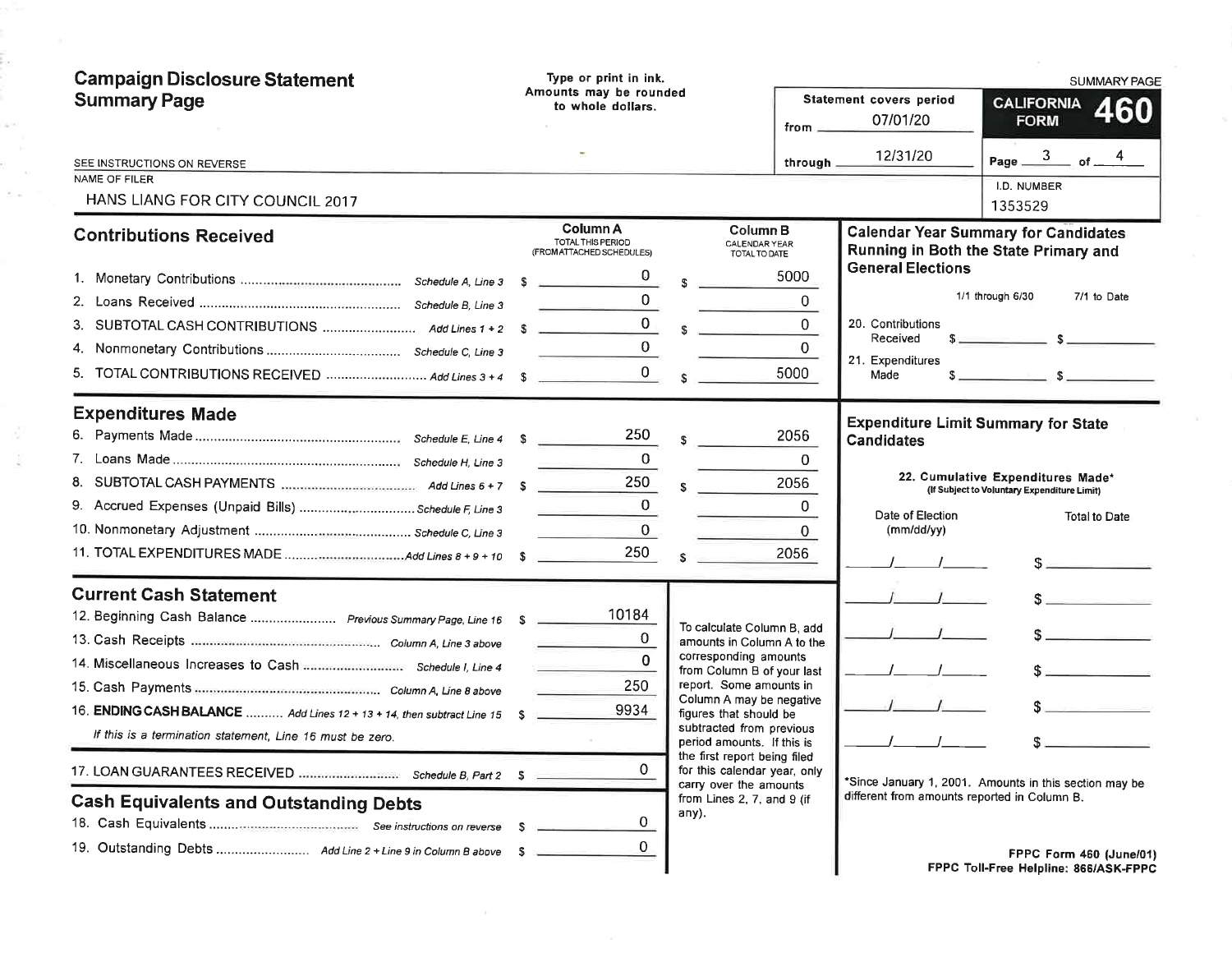# Campaign Disclosure Statement Summary Page

Type or print in ink. Amounts may be rounded to whole dollars.

SUMMARY PAGE

**CALIFORNIA FORM 460**

Statement covers period from 07/01/20 through 12/31/20

Page 3 of 4

SEE INSTRUCTIONS ON REVERSE

NAME OF FILER: HANS LIANG FOR CITY COUNCIL 2017

I.D. NUMBER: 1353529

## Contributions Received

| | | Column A TOTAL THIS PERIOD (FROM ATTACHED SCHEDULES) | Column B CALENDAR YEAR TOTAL TO DATE |
|---|---|---|---|
| 1. Monetary Contributions | Schedule A, Line 3 | $ 0 | $ 5000 |
| 2. Loans Received | Schedule B, Line 3 | 0 | 0 |
| 3. SUBTOTAL CASH CONTRIBUTIONS | Add Lines 1 + 2 | $ 0 | $ 0 |
| 4. Nonmonetary Contributions | Schedule C, Line 3 | 0 | 0 |
| 5. TOTAL CONTRIBUTIONS RECEIVED | Add Lines 3 + 4 | $ 0 | $ 5000 |

## Expenditures Made

| | | Column A | Column B |
|---|---|---|---|
| 6. Payments Made | Schedule E, Line 4 | $ 250 | $ 2056 |
| 7. Loans Made | Schedule H, Line 3 | 0 | 0 |
| 8. SUBTOTAL CASH PAYMENTS | Add Lines 6 + 7 | $ 250 | $ 2056 |
| 9. Accrued Expenses (Unpaid Bills) | Schedule F, Line 3 | 0 | 0 |
| 10. Nonmonetary Adjustment | Schedule C, Line 3 | 0 | 0 |
| 11. TOTAL EXPENDITURES MADE | Add Lines 8 + 9 + 10 | $ 250 | $ 2056 |

## Current Cash Statement

| | | |
|---|---|---|
| 12. Beginning Cash Balance | Previous Summary Page, Line 16 | $ 10184 |
| 13. Cash Receipts | Column A, Line 3 above | 0 |
| 14. Miscellaneous Increases to Cash | Schedule I, Line 4 | 0 |
| 15. Cash Payments | Column A, Line 8 above | 250 |
| 16. **ENDING CASH BALANCE** | Add Lines 12 + 13 + 14, then subtract Line 15 | $ 9934 |

*If this is a termination statement, Line 16 must be zero.*

| | | |
|---|---|---|
| 17. LOAN GUARANTEES RECEIVED | Schedule B, Part 2 | $ 0 |

## Cash Equivalents and Outstanding Debts

| | | |
|---|---|---|
| 18. Cash Equivalents | See instructions on reverse | $ 0 |
| 19. Outstanding Debts | Add Line 2 + Line 9 in Column B above | $ 0 |

To calculate Column B, add amounts in Column A to the corresponding amounts from Column B of your last report. Some amounts in Column A may be negative figures that should be subtracted from previous period amounts. If this is the first report being filed for this calendar year, only carry over the amounts from Lines 2, 7, and 9 (if any).

## Calendar Year Summary for Candidates Running in Both the State Primary and General Elections

| | 1/1 through 6/30 | 7/1 to Date |
|---|---|---|
| 20. Contributions Received | $ | $ |
| 21. Expenditures Made | $ | $ |

## Expenditure Limit Summary for State Candidates

22. Cumulative Expenditures Made* (If Subject to Voluntary Expenditure Limit)

| Date of Election (mm/dd/yy) | Total to Date |
|---|---|
| / / | $ |
| / / | $ |
| / / | $ |
| / / | $ |
| / / | $ |
| / / | $ |

*Since January 1, 2001. Amounts in this section may be different from amounts reported in Column B.

FPPC Form 460 (June/01)
FPPC Toll-Free Helpline: 866/ASK-FPPC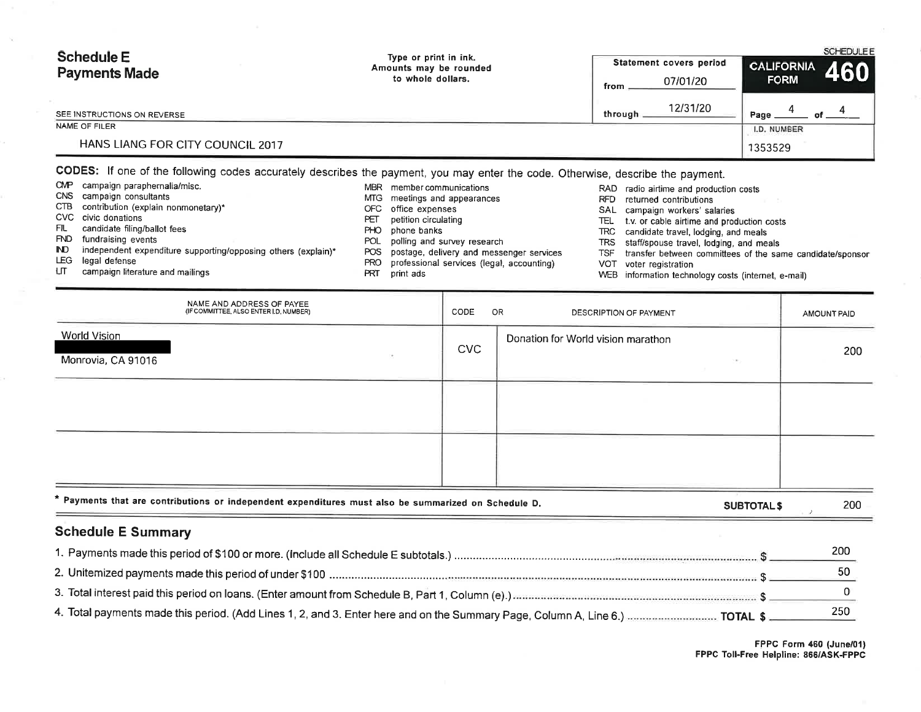# Schedule E
## Payments Made

Type or print in ink.
Amounts may be rounded
to whole dollars.

SEE INSTRUCTIONS ON REVERSE

| Statement covers period | |
|---|---|
| from | 07/01/20 |
| through | 12/31/20 |

**SCHEDULE E**
**CALIFORNIA FORM 460**

Page 4 of 4

NAME OF FILER: HANS LIANG FOR CITY COUNCIL 2017

I.D. NUMBER: 1353529

**CODES:** If one of the following codes accurately describes the payment, you may enter the code. Otherwise, describe the payment.

- CMP campaign paraphernalia/misc.
- CNS campaign consultants
- CTB contribution (explain nonmonetary)*
- CVC civic donations
- FIL candidate filing/ballot fees
- FND fundraising events
- IND independent expenditure supporting/opposing others (explain)*
- LEG legal defense
- LIT campaign literature and mailings
- MBR member communications
- MTG meetings and appearances
- OFC office expenses
- PET petition circulating
- PHO phone banks
- POL polling and survey research
- POS postage, delivery and messenger services
- PRO professional services (legal, accounting)
- PRT print ads
- RAD radio airtime and production costs
- RFD returned contributions
- SAL campaign workers' salaries
- TEL t.v. or cable airtime and production costs
- TRC candidate travel, lodging, and meals
- TRS staff/spouse travel, lodging, and meals
- TSF transfer between committees of the same candidate/sponsor
- VOT voter registration
- WEB information technology costs (internet, e-mail)

| NAME AND ADDRESS OF PAYEE (IF COMMITTEE, ALSO ENTER I.D. NUMBER) | CODE | OR DESCRIPTION OF PAYMENT | AMOUNT PAID |
|---|---|---|---|
| World Vision<br>[REDACTED]<br>Monrovia, CA 91016 | CVC | Donation for World vision marathon | 200 |
| | | | |
| | | | |

\* Payments that are contributions or independent expenditures must also be summarized on Schedule D.

**SUBTOTAL $** 200

## Schedule E Summary

1. Payments made this period of $100 or more. (Include all Schedule E subtotals.) ........ $ 200
2. Unitemized payments made this period of under $100 ........ $ 50
3. Total interest paid this period on loans. (Enter amount from Schedule B, Part 1, Column (e).) ........ $ 0
4. Total payments made this period. (Add Lines 1, 2, and 3. Enter here and on the Summary Page, Column A, Line 6.) ........ **TOTAL $** 250

FPPC Form 460 (June/01)
FPPC Toll-Free Helpline: 866/ASK-FPPC